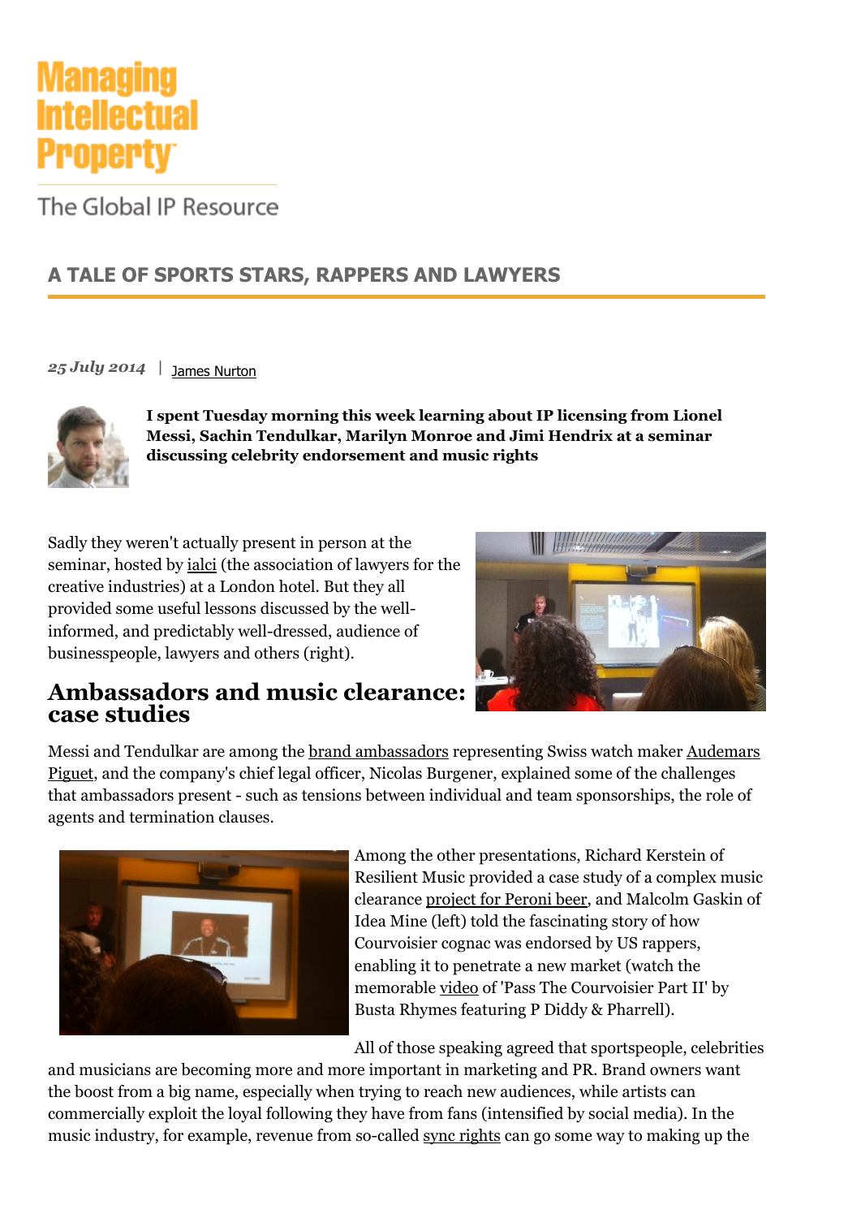Managing Intellectual Property

The Global IP Resource

# A TALE OF SPORTS STARS, RAPPERS AND LAWYERS

*25 July 2014* | James Nurton

**I spent Tuesday morning this week learning about IP licensing from Lionel Messi, Sachin Tendulkar, Marilyn Monroe and Jimi Hendrix at a seminar discussing celebrity endorsement and music rights**

Sadly they weren't actually present in person at the seminar, hosted by ialci (the association of lawyers for the creative industries) at a London hotel. But they all provided some useful lessons discussed by the well-informed, and predictably well-dressed, audience of businesspeople, lawyers and others (right).

## Ambassadors and music clearance: case studies

Messi and Tendulkar are among the brand ambassadors representing Swiss watch maker Audemars Piguet, and the company's chief legal officer, Nicolas Burgener, explained some of the challenges that ambassadors present - such as tensions between individual and team sponsorships, the role of agents and termination clauses.

Among the other presentations, Richard Kerstein of Resilient Music provided a case study of a complex music clearance project for Peroni beer, and Malcolm Gaskin of Idea Mine (left) told the fascinating story of how Courvoisier cognac was endorsed by US rappers, enabling it to penetrate a new market (watch the memorable video of 'Pass The Courvoisier Part II' by Busta Rhymes featuring P Diddy & Pharrell).

All of those speaking agreed that sportspeople, celebrities and musicians are becoming more and more important in marketing and PR. Brand owners want the boost from a big name, especially when trying to reach new audiences, while artists can commercially exploit the loyal following they have from fans (intensified by social media). In the music industry, for example, revenue from so-called sync rights can go some way to making up the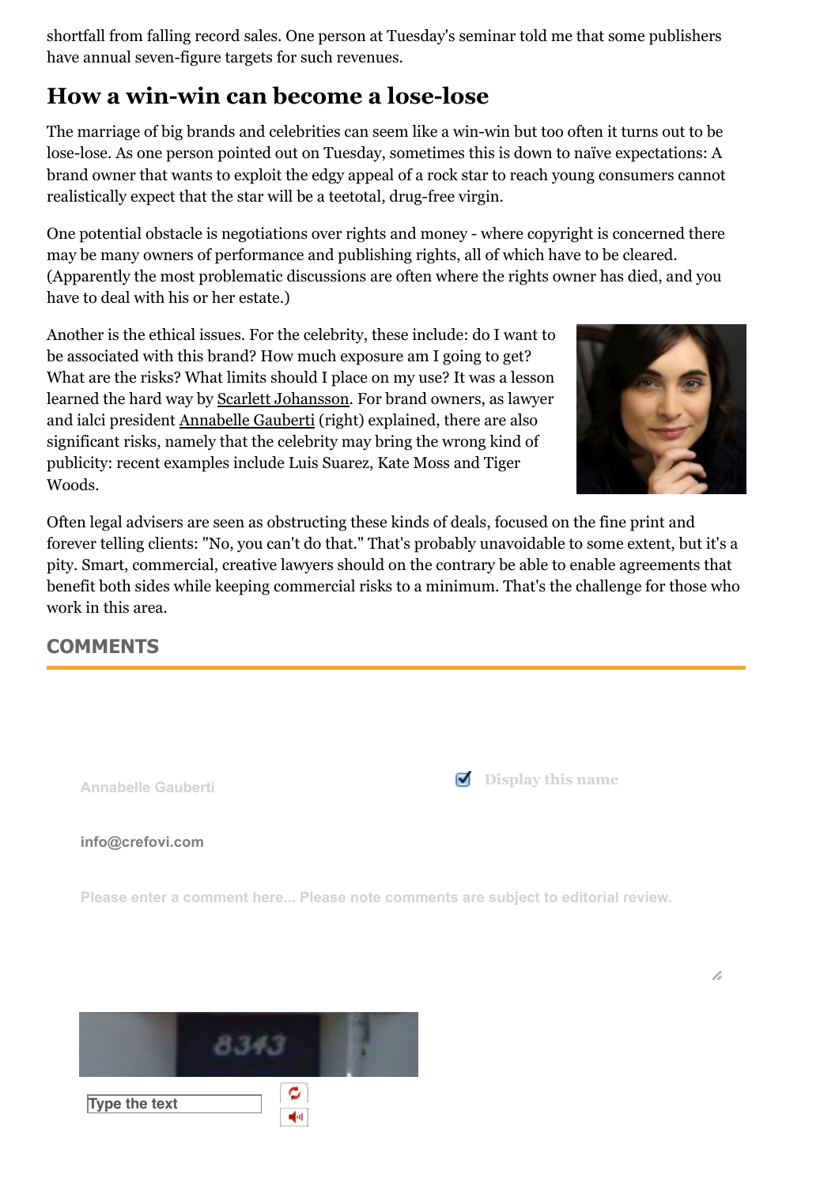shortfall from falling record sales. One person at Tuesday's seminar told me that some publishers have annual seven-figure targets for such revenues.

## How a win-win can become a lose-lose

The marriage of big brands and celebrities can seem like a win-win but too often it turns out to be lose-lose. As one person pointed out on Tuesday, sometimes this is down to naïve expectations: A brand owner that wants to exploit the edgy appeal of a rock star to reach young consumers cannot realistically expect that the star will be a teetotal, drug-free virgin.

One potential obstacle is negotiations over rights and money - where copyright is concerned there may be many owners of performance and publishing rights, all of which have to be cleared. (Apparently the most problematic discussions are often where the rights owner has died, and you have to deal with his or her estate.)

Another is the ethical issues. For the celebrity, these include: do I want to be associated with this brand? How much exposure am I going to get? What are the risks? What limits should I place on my use? It was a lesson learned the hard way by Scarlett Johansson. For brand owners, as lawyer and ialci president Annabelle Gauberti (right) explained, there are also significant risks, namely that the celebrity may bring the wrong kind of publicity: recent examples include Luis Suarez, Kate Moss and Tiger Woods.

Often legal advisers are seen as obstructing these kinds of deals, focused on the fine print and forever telling clients: "No, you can't do that." That's probably unavoidable to some extent, but it's a pity. Smart, commercial, creative lawyers should on the contrary be able to enable agreements that benefit both sides while keeping commercial risks to a minimum. That's the challenge for those who work in this area.

## COMMENTS

Annabelle Gauberti

Display this name

info@crefovi.com

Please enter a comment here... Please note comments are subject to editorial review.

Type the text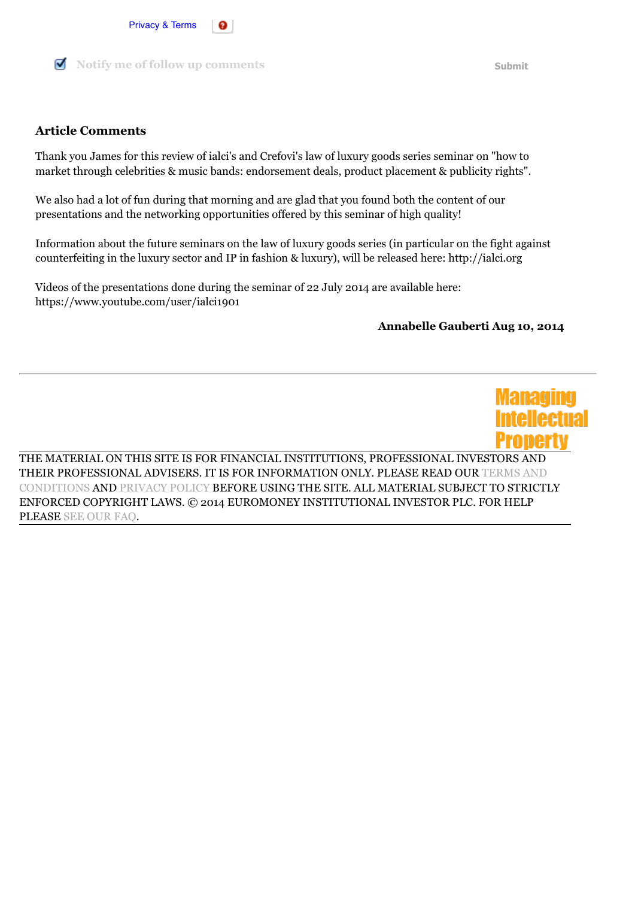Privacy & Terms

Notify me of follow up comments

Submit

### Article Comments

Thank you James for this review of ialci's and Crefovi's law of luxury goods series seminar on "how to market through celebrities & music bands: endorsement deals, product placement & publicity rights".

We also had a lot of fun during that morning and are glad that you found both the content of our presentations and the networking opportunities offered by this seminar of high quality!

Information about the future seminars on the law of luxury goods series (in particular on the fight against counterfeiting in the luxury sector and IP in fashion & luxury), will be released here: http://ialci.org

Videos of the presentations done during the seminar of 22 July 2014 are available here: https://www.youtube.com/user/ialci1901

**Annabelle Gauberti Aug 10, 2014**

---

Managing Intellectual Property

THE MATERIAL ON THIS SITE IS FOR FINANCIAL INSTITUTIONS, PROFESSIONAL INVESTORS AND THEIR PROFESSIONAL ADVISERS. IT IS FOR INFORMATION ONLY. PLEASE READ OUR TERMS AND CONDITIONS AND PRIVACY POLICY BEFORE USING THE SITE. ALL MATERIAL SUBJECT TO STRICTLY ENFORCED COPYRIGHT LAWS. © 2014 EUROMONEY INSTITUTIONAL INVESTOR PLC. FOR HELP PLEASE SEE OUR FAQ.